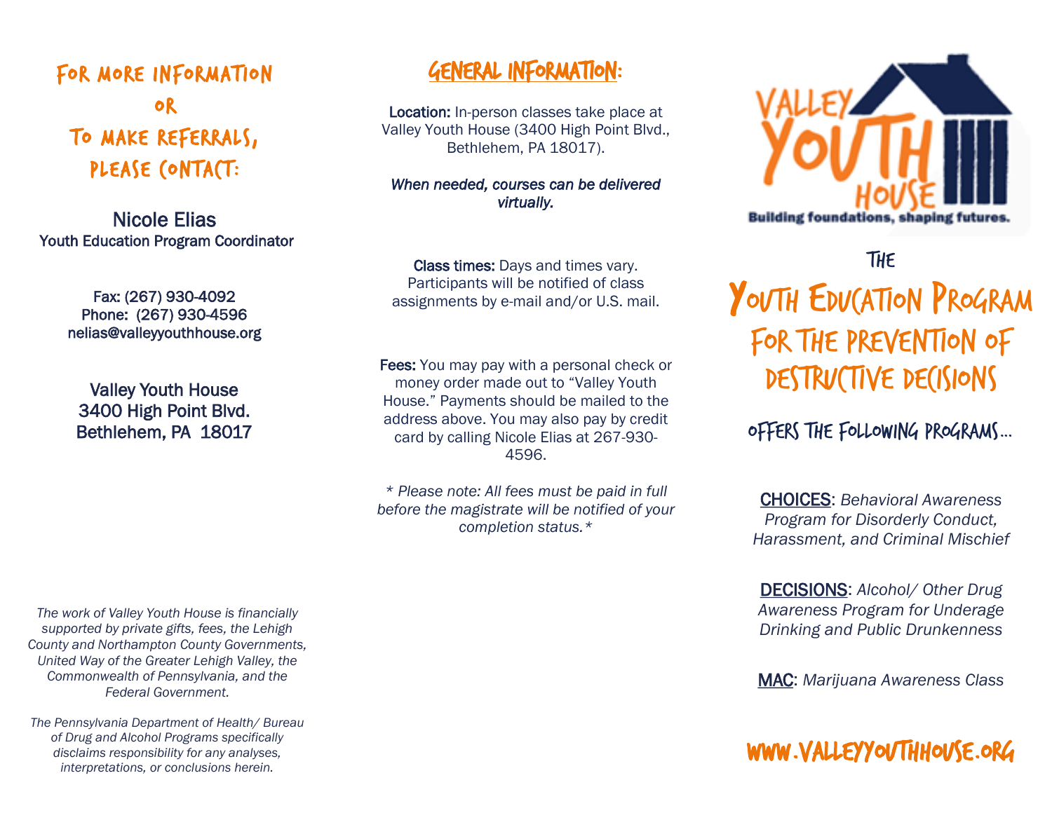## For more information or To make referrals, please contact:

**Nicole Elias**
**Youth Education Program Coordinator**

Fax: (267) 930-4092
Phone: (267) 930-4596
nelias@valleyyouthhouse.org

**Valley Youth House**
**3400 High Point Blvd.**
**Bethlehem, PA 18017**

*The work of Valley Youth House is financially supported by private gifts, fees, the Lehigh County and Northampton County Governments, United Way of the Greater Lehigh Valley, the Commonwealth of Pennsylvania, and the Federal Government.*

*The Pennsylvania Department of Health/ Bureau of Drug and Alcohol Programs specifically disclaims responsibility for any analyses, interpretations, or conclusions herein.*

## General Information:

**Location:** In-person classes take place at Valley Youth House (3400 High Point Blvd., Bethlehem, PA 18017).

***When needed, courses can be delivered virtually.***

**Class times:** Days and times vary. Participants will be notified of class assignments by e-mail and/or U.S. mail.

**Fees:** You may pay with a personal check or money order made out to "Valley Youth House." Payments should be mailed to the address above. You may also pay by credit card by calling Nicole Elias at 267-930-4596.

*\* Please note: All fees must be paid in full before the magistrate will be notified of your completion status.\**

Valley Youth House
Building foundations, shaping futures.

# The Youth Education Program for the Prevention of Destructive Decisions

## offers the following programs…

**CHOICES**: *Behavioral Awareness Program for Disorderly Conduct, Harassment, and Criminal Mischief*

**DECISIONS**: *Alcohol/ Other Drug Awareness Program for Underage Drinking and Public Drunkenness*

**MAC**: *Marijuana Awareness Class*

**www.valleyyouthhouse.org**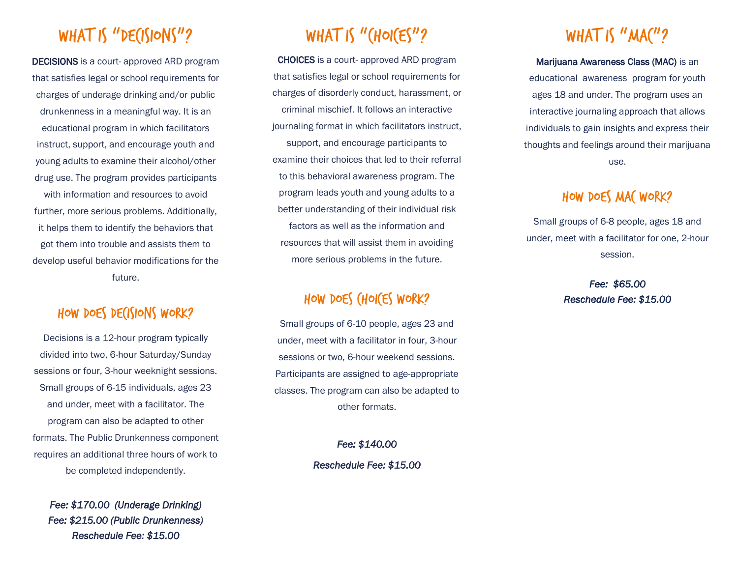## WHAT IS "DECISIONS"?

**DECISIONS** is a court- approved ARD program that satisfies legal or school requirements for charges of underage drinking and/or public drunkenness in a meaningful way. It is an educational program in which facilitators instruct, support, and encourage youth and young adults to examine their alcohol/other drug use. The program provides participants with information and resources to avoid further, more serious problems. Additionally, it helps them to identify the behaviors that got them into trouble and assists them to develop useful behavior modifications for the future.

### HOW DOES DECISIONS WORK?

Decisions is a 12-hour program typically divided into two, 6-hour Saturday/Sunday sessions or four, 3-hour weeknight sessions. Small groups of 6-15 individuals, ages 23 and under, meet with a facilitator. The program can also be adapted to other formats. The Public Drunkenness component requires an additional three hours of work to be completed independently.

***Fee: $170.00 (Underage Drinking)***
***Fee: $215.00 (Public Drunkenness)***
***Reschedule Fee: $15.00***

## WHAT IS "CHOICES"?

**CHOICES** is a court- approved ARD program that satisfies legal or school requirements for charges of disorderly conduct, harassment, or criminal mischief. It follows an interactive journaling format in which facilitators instruct, support, and encourage participants to examine their choices that led to their referral to this behavioral awareness program. The program leads youth and young adults to a better understanding of their individual risk factors as well as the information and resources that will assist them in avoiding more serious problems in the future.

### HOW DOES CHOICES WORK?

Small groups of 6-10 people, ages 23 and under, meet with a facilitator in four, 3-hour sessions or two, 6-hour weekend sessions. Participants are assigned to age-appropriate classes. The program can also be adapted to other formats.

***Fee: $140.00***

***Reschedule Fee: $15.00***

## WHAT IS "MAC"?

**Marijuana Awareness Class (MAC)** is an educational awareness program for youth ages 18 and under. The program uses an interactive journaling approach that allows individuals to gain insights and express their thoughts and feelings around their marijuana use.

### HOW DOES MAC WORK?

Small groups of 6-8 people, ages 18 and under, meet with a facilitator for one, 2-hour session.

***Fee: $65.00***
***Reschedule Fee: $15.00***